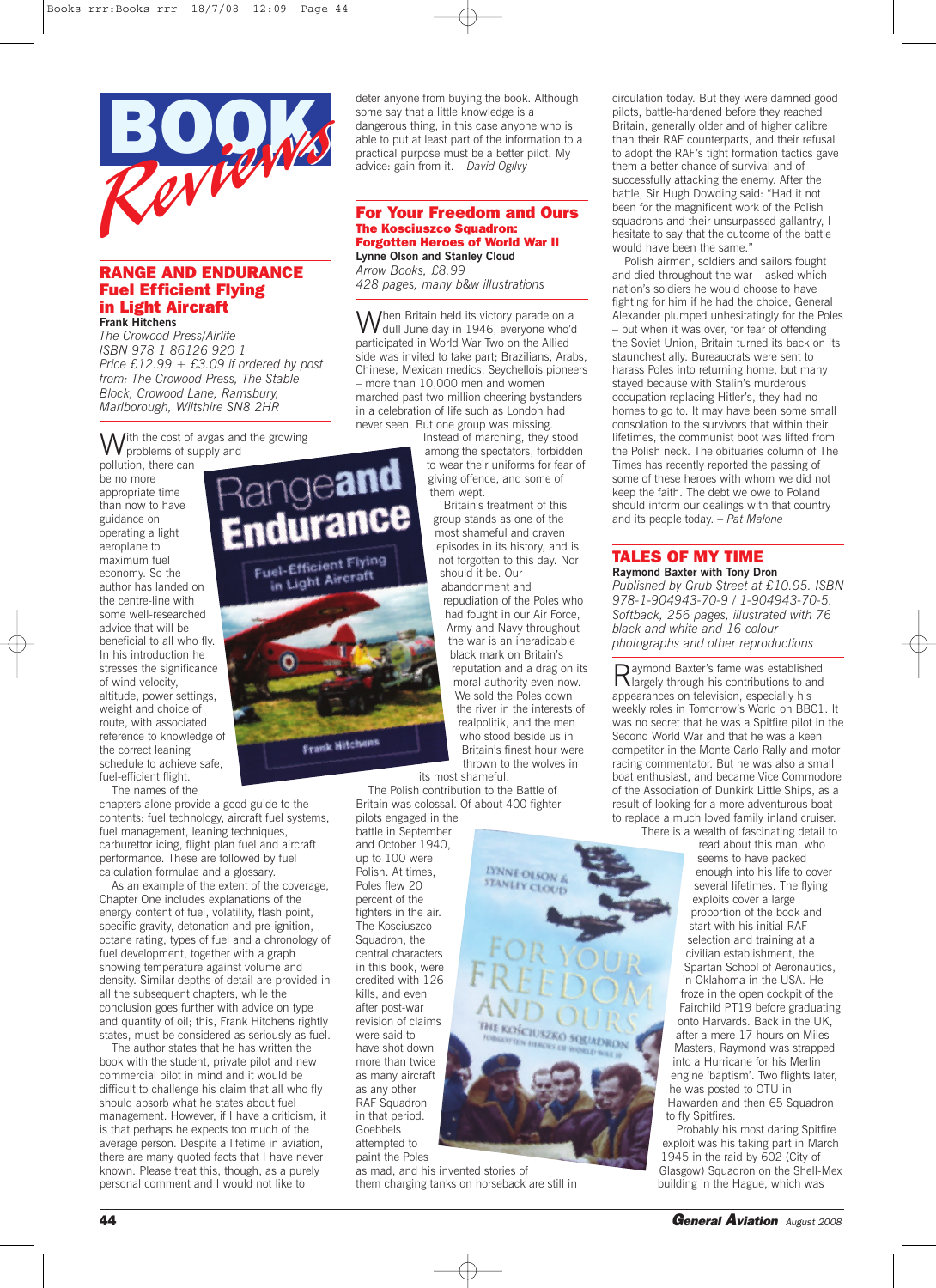# BOOK Reviews

## RANGE AND ENDURANCE
### Fuel Efficient Flying in Light Aircraft

**Frank Hitchens**
*The Crowood Press/Airlife*
*ISBN 978 1 86126 920 1*
*Price £12.99 + £3.09 if ordered by post from: The Crowood Press, The Stable Block, Crowood Lane, Ramsbury, Marlborough, Wiltshire SN8 2HR*

With the cost of avgas and the growing problems of supply and pollution, there can be no more appropriate time than now to have guidance on operating a light aeroplane to maximum fuel economy. So the author has landed on the centre-line with some well-researched advice that will be beneficial to all who fly. In his introduction he stresses the significance of wind velocity, altitude, power settings, weight and choice of route, with associated reference to knowledge of the correct leaning schedule to achieve safe, fuel-efficient flight.

The names of the chapters alone provide a good guide to the contents: fuel technology, aircraft fuel systems, fuel management, leaning techniques, carburettor icing, flight plan fuel and aircraft performance. These are followed by fuel calculation formulae and a glossary.

As an example of the extent of the coverage, Chapter One includes explanations of the energy content of fuel, volatility, flash point, specific gravity, detonation and pre-ignition, octane rating, types of fuel and a chronology of fuel development, together with a graph showing temperature against volume and density. Similar depths of detail are provided in all the subsequent chapters, while the conclusion goes further with advice on type and quantity of oil; this, Frank Hitchens rightly states, must be considered as seriously as fuel.

The author states that he has written the book with the student, private pilot and new commercial pilot in mind and it would be difficult to challenge his claim that all who fly should absorb what he states about fuel management. However, if I have a criticism, it is that perhaps he expects too much of the average person. Despite a lifetime in aviation, there are many quoted facts that I have never known. Please treat this, though, as a purely personal comment and I would not like to deter anyone from buying the book. Although some say that a little knowledge is a dangerous thing, in this case anyone who is able to put at least part of the information to a practical purpose must be a better pilot. My advice: gain from it. – *David Ogilvy*

## For Your Freedom and Ours
### The Kosciuszco Squadron: Forgotten Heroes of World War II

**Lynne Olson and Stanley Cloud**
*Arrow Books, £8.99*
*428 pages, many b&w illustrations*

When Britain held its victory parade on a dull June day in 1946, everyone who'd participated in World War Two on the Allied side was invited to take part; Brazilians, Arabs, Chinese, Mexican medics, Seychellois pioneers – more than 10,000 men and women marched past two million cheering bystanders in a celebration of life such as London had never seen. But one group was missing. Instead of marching, they stood among the spectators, forbidden to wear their uniforms for fear of giving offence, and some of them wept.

Britain's treatment of this group stands as one of the most shameful and craven episodes in its history, and is not forgotten to this day. Nor should it be. Our abandonment and repudiation of the Poles who had fought in our Air Force, Army and Navy throughout the war is an ineradicable black mark on Britain's reputation and a drag on its moral authority even now. We sold the Poles down the river in the interests of realpolitik, and the men who stood beside us in Britain's finest hour were thrown to the wolves in its most shameful.

The Polish contribution to the Battle of Britain was colossal. Of about 400 fighter pilots engaged in the battle in September and October 1940, up to 100 were Polish. At times, Poles flew 20 percent of the fighters in the air. The Kosciuszco Squadron, the central characters in this book, were credited with 126 kills, and even after post-war revision of claims were said to have shot down more than twice as many aircraft as any other RAF Squadron in that period. Goebbels attempted to paint the Poles as mad, and his invented stories of them charging tanks on horseback are still in circulation today. But they were damned good pilots, battle-hardened before they reached Britain, generally older and of higher calibre than their RAF counterparts, and their refusal to adopt the RAF's tight formation tactics gave them a better chance of survival and of successfully attacking the enemy. After the battle, Sir Hugh Dowding said: "Had it not been for the magnificent work of the Polish squadrons and their unsurpassed gallantry, I hesitate to say that the outcome of the battle would have been the same."

Polish airmen, soldiers and sailors fought and died throughout the war – asked which nation's soldiers he would choose to have fighting for him if he had the choice, General Alexander plumped unhesitatingly for the Poles – but when it was over, for fear of offending the Soviet Union, Britain turned its back on its staunchest ally. Bureaucrats were sent to harass Poles into returning home, but many stayed because with Stalin's murderous occupation replacing Hitler's, they had no homes to go to. It may have been some small consolation to the survivors that within their lifetimes, the communist boot was lifted from the Polish neck. The obituaries column of The Times has recently reported the passing of some of these heroes with whom we did not keep the faith. The debt we owe to Poland should inform our dealings with that country and its people today. – *Pat Malone*

## TALES OF MY TIME

**Raymond Baxter with Tony Dron**
*Published by Grub Street at £10.95. ISBN 978-1-904943-70-9 / 1-904943-70-5. Softback, 256 pages, illustrated with 76 black and white and 16 colour photographs and other reproductions*

Raymond Baxter's fame was established largely through his contributions to and appearances on television, especially his weekly roles in Tomorrow's World on BBC1. It was no secret that he was a Spitfire pilot in the Second World War and that he was a keen competitor in the Monte Carlo Rally and motor racing commentator. But he was also a small boat enthusiast, and became Vice Commodore of the Association of Dunkirk Little Ships, as a result of looking for a more adventurous boat to replace a much loved family inland cruiser.

There is a wealth of fascinating detail to read about this man, who seems to have packed enough into his life to cover several lifetimes. The flying exploits cover a large proportion of the book and start with his initial RAF selection and training at a civilian establishment, the Spartan School of Aeronautics, in Oklahoma in the USA. He froze in the open cockpit of the Fairchild PT19 before graduating onto Harvards. Back in the UK, after a mere 17 hours on Miles Masters, Raymond was strapped into a Hurricane for his Merlin engine 'baptism'. Two flights later, he was posted to OTU in Hawarden and then 65 Squadron to fly Spitfires.

Probably his most daring Spitfire exploit was his taking part in March 1945 in the raid by 602 (City of Glasgow) Squadron on the Shell-Mex building in the Hague, which was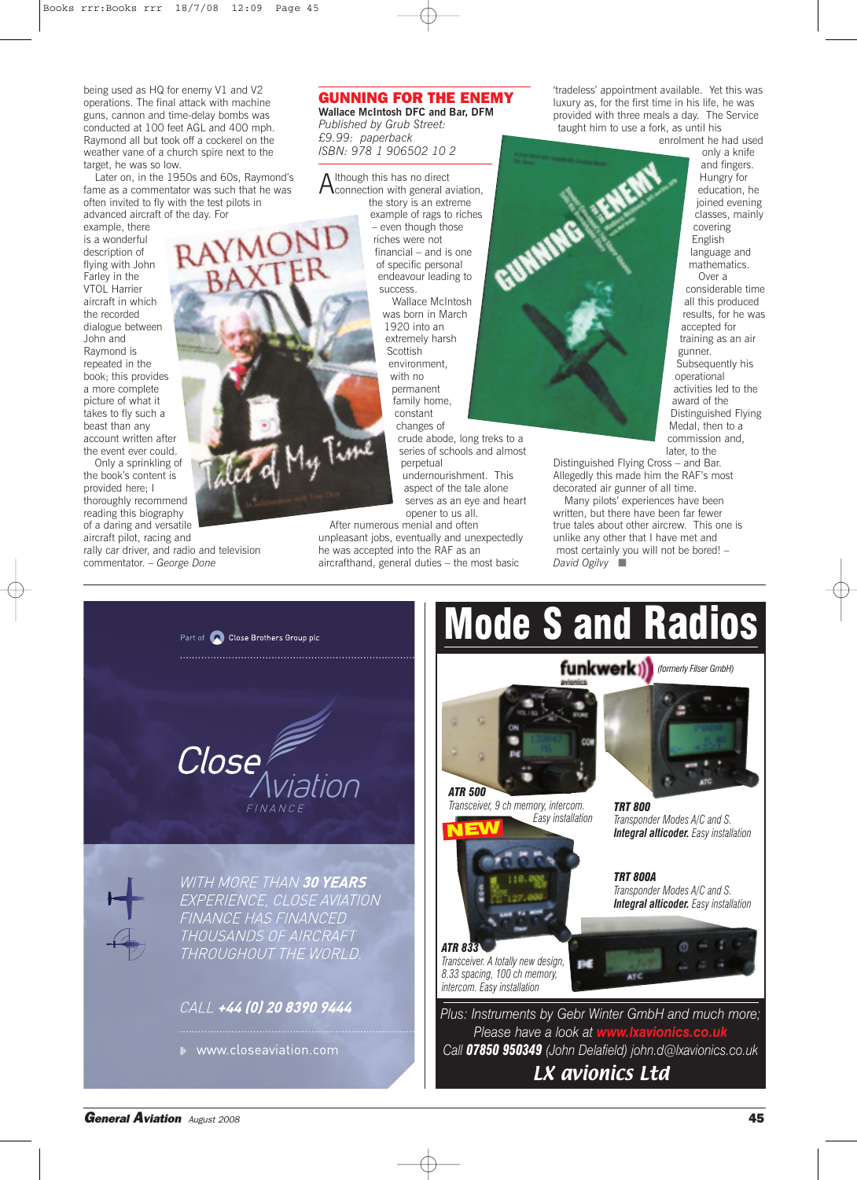being used as HQ for enemy V1 and V2 operations. The final attack with machine guns, cannon and time-delay bombs was conducted at 100 feet AGL and 400 mph. Raymond all but took off a cockerel on the weather vane of a church spire next to the target, he was so low.

Later on, in the 1950s and 60s, Raymond's fame as a commentator was such that he was often invited to fly with the test pilots in advanced aircraft of the day. For example, there is a wonderful description of flying with John Farley in the VTOL Harrier aircraft in which the recorded dialogue between John and Raymond is repeated in the book; this provides a more complete picture of what it takes to fly such a beast than any account written after the event ever could.

Only a sprinkling of the book's content is provided here; I thoroughly recommend reading this biography of a daring and versatile aircraft pilot, racing and rally car driver, and radio and television commentator. – *George Done*

## GUNNING FOR THE ENEMY

**Wallace McIntosh DFC and Bar, DFM**
*Published by Grub Street:*
*£9.99: paperback*
*ISBN: 978 1 906502 10 2*

Although this has no direct connection with general aviation, the story is an extreme example of rags to riches – even though those riches were not financial – and is one of specific personal endeavour leading to success.

Wallace McIntosh was born in March 1920 into an extremely harsh Scottish environment, with no permanent family home, constant changes of crude abode, long treks to a series of schools and almost perpetual undernourishment. This aspect of the tale alone serves as an eye and heart opener to us all.

After numerous menial and often unpleasant jobs, eventually and unexpectedly he was accepted into the RAF as an aircrafthand, general duties – the most basic 'tradeless' appointment available. Yet this was luxury as, for the first time in his life, he was provided with three meals a day. The Service taught him to use a fork, as until his enrolment he had used only a knife and fingers. Hungry for education, he joined evening classes, mainly covering English language and mathematics.

Over a considerable time all this produced results, for he was accepted for training as an air gunner. Subsequently his operational activities led to the award of the Distinguished Flying Medal, then to a commission and, later, to the Distinguished Flying Cross – and Bar. Allegedly this made him the RAF's most decorated air gunner of all time.

Many pilots' experiences have been written, but there have been far fewer true tales about other aircrew. This one is unlike any other that I have met and most certainly you will not be bored! – *David Ogilvy* ■

---

Part of Close Brothers Group plc

Close Aviation FINANCE

WITH MORE THAN **30 YEARS** EXPERIENCE, CLOSE AVIATION FINANCE HAS FINANCED THOUSANDS OF AIRCRAFT THROUGHOUT THE WORLD.

CALL **+44 (0) 20 8390 9444**

www.closeaviation.com

---

# Mode S and Radios

funkwerk avionics (formerly Filser GmbH)

**ATR 500**
Transceiver, 9 ch memory, intercom. Easy installation

**TRT 800**
Transponder Modes A/C and S. **Integral alticoder.** Easy installation

NEW

**TRT 800A**
Transponder Modes A/C and S. **Integral alticoder.** Easy installation

**ATR 833**
Transceiver. A totally new design, 8.33 spacing, 100 ch memory, intercom. Easy installation

Plus: Instruments by Gebr Winter GmbH and much more; Please have a look at **www.lxavionics.co.uk**
Call **07850 950349** (John Delafield) john.d@lxavionics.co.uk

**LX avionics Ltd**